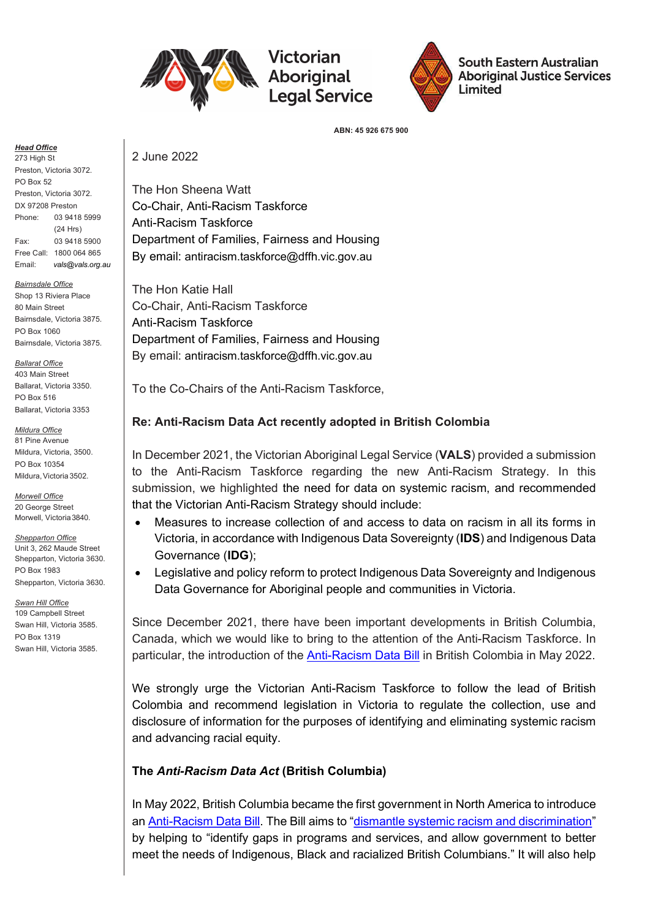Victorian Aboriginal Legal Service

South Eastern Australian Aboriginal Justice Services Limited

ABN: 45 926 675 900

***Head Office***
273 High St
Preston, Victoria 3072.
PO Box 52
Preston, Victoria 3072.
DX 97208 Preston
Phone: 03 9418 5999 (24 Hrs)
Fax: 03 9418 5900
Free Call: 1800 064 865
Email: *vals@vals.org.au*

***Bairnsdale Office***
Shop 13 Riviera Place
80 Main Street
Bairnsdale, Victoria 3875.
PO Box 1060
Bairnsdale, Victoria 3875.

***Ballarat Office***
403 Main Street
Ballarat, Victoria 3350.
PO Box 516
Ballarat, Victoria 3353

***Mildura Office***
81 Pine Avenue
Mildura, Victoria, 3500.
PO Box 10354
Mildura, Victoria 3502.

***Morwell Office***
20 George Street
Morwell, Victoria 3840.

***Shepparton Office***
Unit 3, 262 Maude Street
Shepparton, Victoria 3630.
PO Box 1983
Shepparton, Victoria 3630.

***Swan Hill Office***
109 Campbell Street
Swan Hill, Victoria 3585.
PO Box 1319
Swan Hill, Victoria 3585.

2 June 2022

The Hon Sheena Watt
Co-Chair, Anti-Racism Taskforce
Anti-Racism Taskforce
Department of Families, Fairness and Housing
By email: antiracism.taskforce@dffh.vic.gov.au

The Hon Katie Hall
Co-Chair, Anti-Racism Taskforce
Anti-Racism Taskforce
Department of Families, Fairness and Housing
By email: antiracism.taskforce@dffh.vic.gov.au

To the Co-Chairs of the Anti-Racism Taskforce,

**Re: Anti-Racism Data Act recently adopted in British Colombia**

In December 2021, the Victorian Aboriginal Legal Service (**VALS**) provided a submission to the Anti-Racism Taskforce regarding the new Anti-Racism Strategy. In this submission, we highlighted the need for data on systemic racism, and recommended that the Victorian Anti-Racism Strategy should include:

- Measures to increase collection of and access to data on racism in all its forms in Victoria, in accordance with Indigenous Data Sovereignty (**IDS**) and Indigenous Data Governance (**IDG**);
- Legislative and policy reform to protect Indigenous Data Sovereignty and Indigenous Data Governance for Aboriginal people and communities in Victoria.

Since December 2021, there have been important developments in British Columbia, Canada, which we would like to bring to the attention of the Anti-Racism Taskforce. In particular, the introduction of the Anti-Racism Data Bill in British Colombia in May 2022.

We strongly urge the Victorian Anti-Racism Taskforce to follow the lead of British Colombia and recommend legislation in Victoria to regulate the collection, use and disclosure of information for the purposes of identifying and eliminating systemic racism and advancing racial equity.

**The *Anti-Racism Data Act* (British Columbia)**

In May 2022, British Columbia became the first government in North America to introduce an Anti-Racism Data Bill. The Bill aims to "dismantle systemic racism and discrimination" by helping to "identify gaps in programs and services, and allow government to better meet the needs of Indigenous, Black and racialized British Columbians." It will also help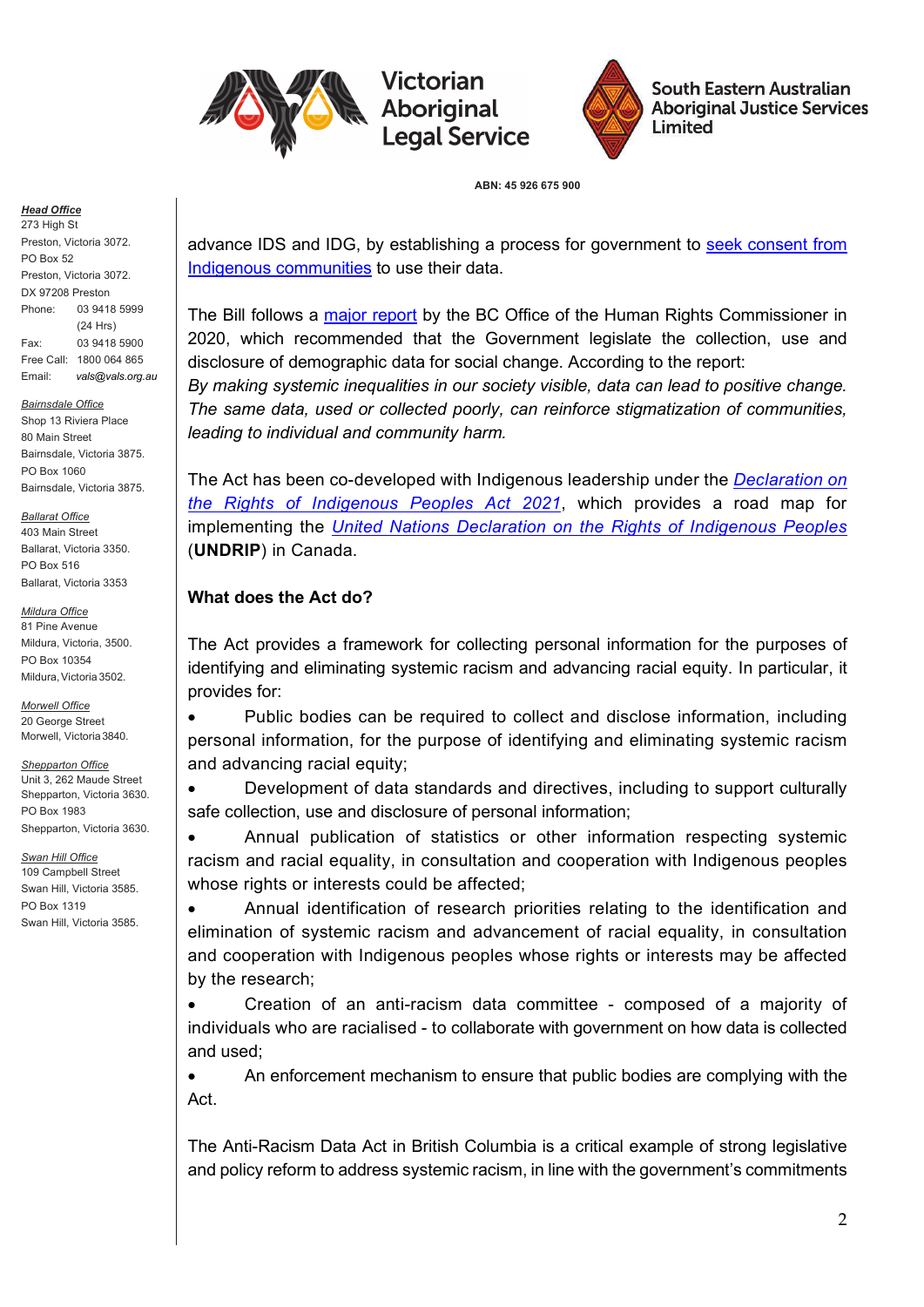advance IDS and IDG, by establishing a process for government to seek consent from Indigenous communities to use their data.

The Bill follows a major report by the BC Office of the Human Rights Commissioner in 2020, which recommended that the Government legislate the collection, use and disclosure of demographic data for social change. According to the report:

*By making systemic inequalities in our society visible, data can lead to positive change. The same data, used or collected poorly, can reinforce stigmatization of communities, leading to individual and community harm.*

The Act has been co-developed with Indigenous leadership under the *Declaration on the Rights of Indigenous Peoples Act 2021*, which provides a road map for implementing the *United Nations Declaration on the Rights of Indigenous Peoples* (**UNDRIP**) in Canada.

**What does the Act do?**

The Act provides a framework for collecting personal information for the purposes of identifying and eliminating systemic racism and advancing racial equity. In particular, it provides for:

- Public bodies can be required to collect and disclose information, including personal information, for the purpose of identifying and eliminating systemic racism and advancing racial equity;
- Development of data standards and directives, including to support culturally safe collection, use and disclosure of personal information;
- Annual publication of statistics or other information respecting systemic racism and racial equality, in consultation and cooperation with Indigenous peoples whose rights or interests could be affected;
- Annual identification of research priorities relating to the identification and elimination of systemic racism and advancement of racial equality, in consultation and cooperation with Indigenous peoples whose rights or interests may be affected by the research;
- Creation of an anti-racism data committee - composed of a majority of individuals who are racialised - to collaborate with government on how data is collected and used;
- An enforcement mechanism to ensure that public bodies are complying with the Act.

The Anti-Racism Data Act in British Columbia is a critical example of strong legislative and policy reform to address systemic racism, in line with the government's commitments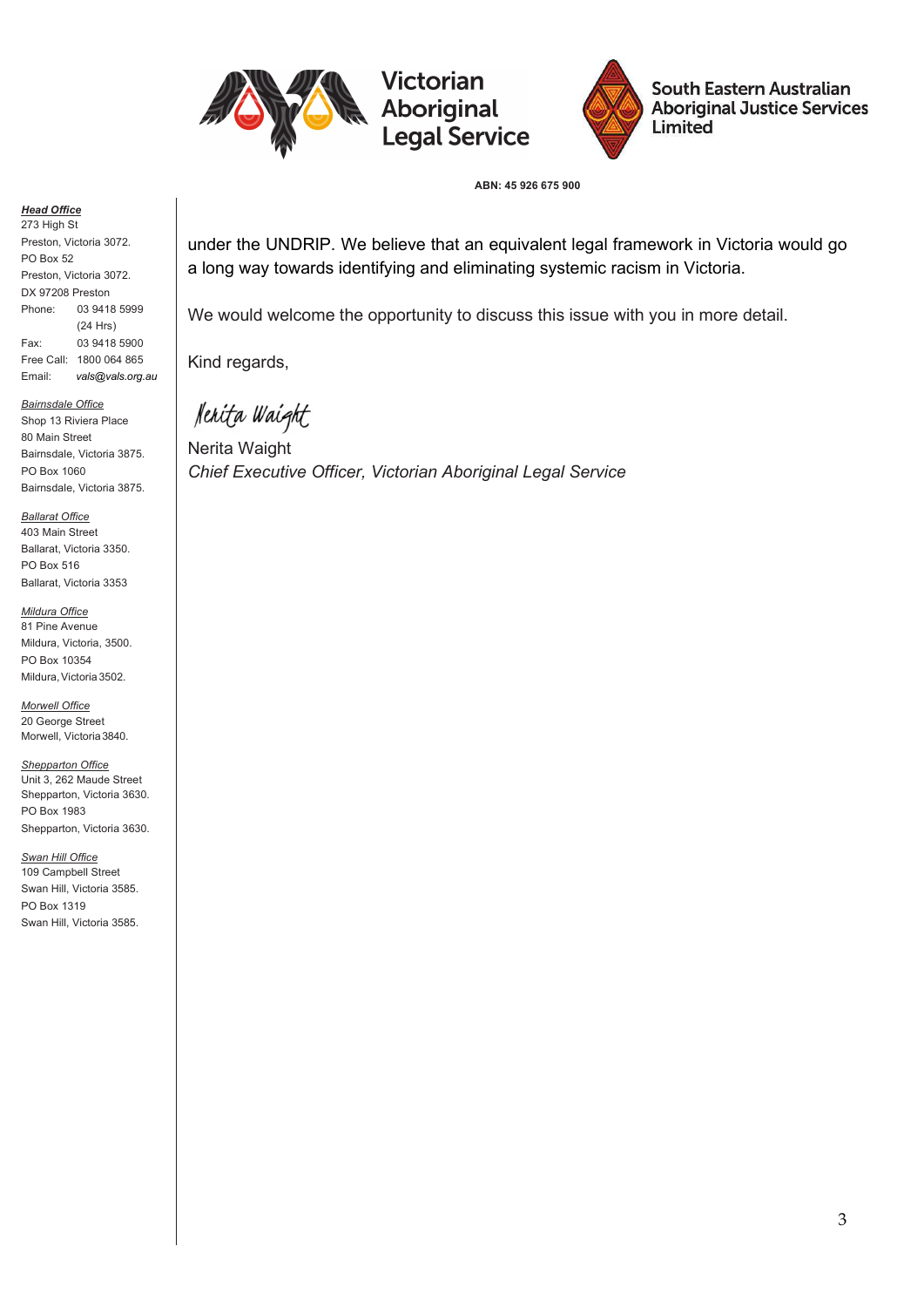Victorian Aboriginal Legal Service

South Eastern Australian Aboriginal Justice Services Limited

**ABN: 45 926 675 900**

***Head Office***
273 High St
Preston, Victoria 3072.
PO Box 52
Preston, Victoria 3072.
DX 97208 Preston
Phone: 03 9418 5999 (24 Hrs)
Fax: 03 9418 5900
Free Call: 1800 064 865
Email: *vals@vals.org.au*

*Bairnsdale Office*
Shop 13 Riviera Place
80 Main Street
Bairnsdale, Victoria 3875.
PO Box 1060
Bairnsdale, Victoria 3875.

*Ballarat Office*
403 Main Street
Ballarat, Victoria 3350.
PO Box 516
Ballarat, Victoria 3353

*Mildura Office*
81 Pine Avenue
Mildura, Victoria, 3500.
PO Box 10354
Mildura, Victoria 3502.

*Morwell Office*
20 George Street
Morwell, Victoria 3840.

*Shepparton Office*
Unit 3, 262 Maude Street
Shepparton, Victoria 3630.
PO Box 1983
Shepparton, Victoria 3630.

*Swan Hill Office*
109 Campbell Street
Swan Hill, Victoria 3585.
PO Box 1319
Swan Hill, Victoria 3585.

under the UNDRIP. We believe that an equivalent legal framework in Victoria would go a long way towards identifying and eliminating systemic racism in Victoria.

We would welcome the opportunity to discuss this issue with you in more detail.

Kind regards,

Nerita Waight

Nerita Waight
*Chief Executive Officer, Victorian Aboriginal Legal Service*